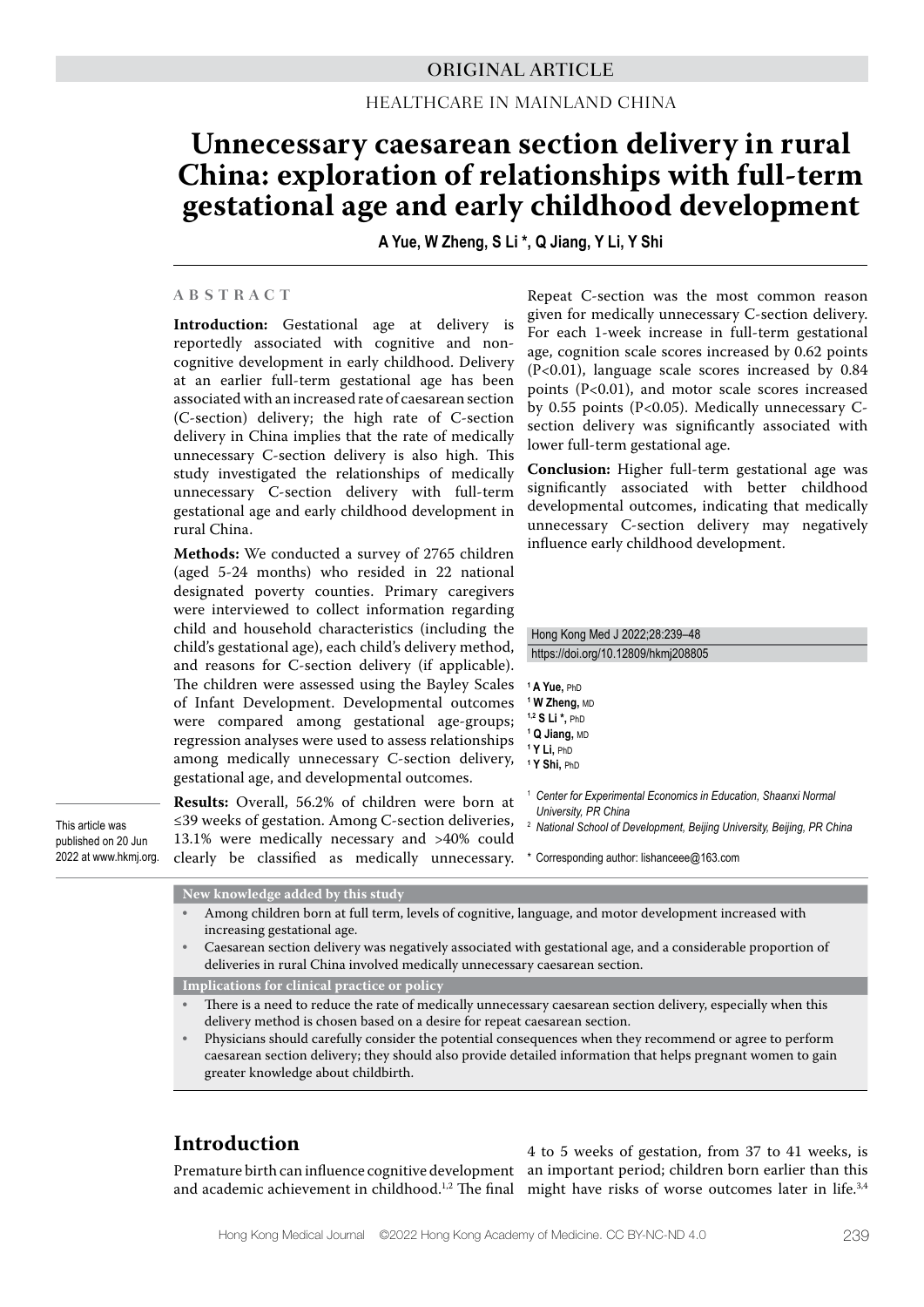ORIGINAL ARTICLE

HEALTHCARE IN MAINLAND CHINA

# Unnecessary caesarean section delivery in rural China: exploration of relationships with full-term gestational age and early childhood development

**A Yue, W Zheng, S Li *, Q Jiang, Y Li, Y Shi**

## ABSTRACT

**Introduction:** Gestational age at delivery is reportedly associated with cognitive and non-cognitive development in early childhood. Delivery at an earlier full-term gestational age has been associated with an increased rate of caesarean section (C-section) delivery; the high rate of C-section delivery in China implies that the rate of medically unnecessary C-section delivery is also high. This study investigated the relationships of medically unnecessary C-section delivery with full-term gestational age and early childhood development in rural China.

**Methods:** We conducted a survey of 2765 children (aged 5-24 months) who resided in 22 national designated poverty counties. Primary caregivers were interviewed to collect information regarding child and household characteristics (including the child's gestational age), each child's delivery method, and reasons for C-section delivery (if applicable). The children were assessed using the Bayley Scales of Infant Development. Developmental outcomes were compared among gestational age-groups; regression analyses were used to assess relationships among medically unnecessary C-section delivery, gestational age, and developmental outcomes.

**Results:** Overall, 56.2% of children were born at ≤39 weeks of gestation. Among C-section deliveries, 13.1% were medically necessary and >40% could clearly be classified as medically unnecessary. Repeat C-section was the most common reason given for medically unnecessary C-section delivery. For each 1-week increase in full-term gestational age, cognition scale scores increased by 0.62 points (P<0.01), language scale scores increased by 0.84 points (P<0.01), and motor scale scores increased by 0.55 points (P<0.05). Medically unnecessary C-section delivery was significantly associated with lower full-term gestational age.

**Conclusion:** Higher full-term gestational age was significantly associated with better childhood developmental outcomes, indicating that medically unnecessary C-section delivery may negatively influence early childhood development.

Hong Kong Med J 2022;28:239–48

https://doi.org/10.12809/hkmj208805

[1] **A Yue,** PhD
[1] **W Zheng,** MD
[1,2] **S Li *,** PhD
[1] **Q Jiang,** MD
[1] **Y Li,** PhD
[1] **Y Shi,** PhD

[1] *Center for Experimental Economics in Education, Shaanxi Normal University, PR China*
[2] *National School of Development, Beijing University, Beijing, PR China*

\* Corresponding author: lishanceee@163.com

This article was published on 20 Jun 2022 at www.hkmj.org.

**New knowledge added by this study**

- Among children born at full term, levels of cognitive, language, and motor development increased with increasing gestational age.
- Caesarean section delivery was negatively associated with gestational age, and a considerable proportion of deliveries in rural China involved medically unnecessary caesarean section.

**Implications for clinical practice or policy**

- There is a need to reduce the rate of medically unnecessary caesarean section delivery, especially when this delivery method is chosen based on a desire for repeat caesarean section.
- Physicians should carefully consider the potential consequences when they recommend or agree to perform caesarean section delivery; they should also provide detailed information that helps pregnant women to gain greater knowledge about childbirth.

## Introduction

Premature birth can influence cognitive development and academic achievement in childhood.[1,2] The final 4 to 5 weeks of gestation, from 37 to 41 weeks, is an important period; children born earlier than this might have risks of worse outcomes later in life.[3,4]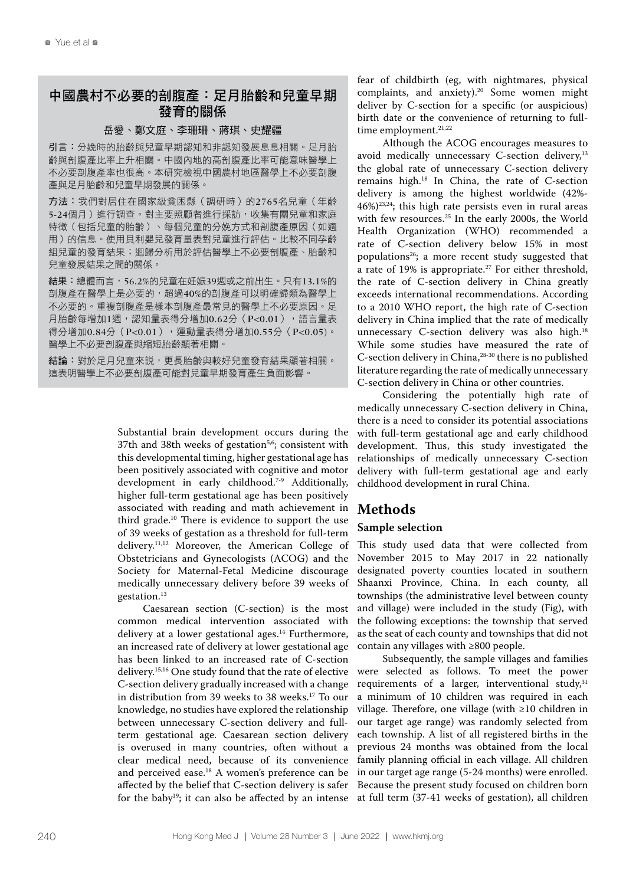## 中國農村不必要的剖腹產：足月胎齡和兒童早期發育的關係

**岳愛、鄭文庭、李珊珊、蔣琪、史耀疆**

**引言**：分娩時的胎齡與兒童早期認知和非認知發展息息相關。足月胎齡與剖腹產比率上升相關。中國內地的高剖腹產比率可能意味醫學上不必要剖腹產率也很高。本研究檢視中國農村地區醫學上不必要剖腹產與足月胎齡和兒童早期發展的關係。

**方法**：我們對居住在國家級貧困縣（調研時）的2765名兒童（年齡5-24個月）進行調查。對主要照顧者進行採訪，收集有關兒童和家庭特徵（包括兒童的胎齡）、每個兒童的分娩方式和剖腹產原因（如適用）的信息。使用貝利嬰兒發育量表對兒童進行評估。比較不同孕齡組兒童的發育結果；迴歸分析用於評估醫學上不必要剖腹產、胎齡和兒童發展結果之間的關係。

**結果**：總體而言，56.2%的兒童在妊娠39週或之前出生。只有13.1%的剖腹產在醫學上是必要的，超過40%的剖腹產可以明確歸類為醫學上不必要的。重複剖腹產是樣本剖腹產最常見的醫學上不必要原因。足月胎齡每增加1週，認知量表得分增加0.62分（P<0.01），語言量表得分增加0.84分（P<0.01），運動量表得分增加0.55分（P<0.05)。醫學上不必要剖腹產與縮短胎齡顯著相關。

**結論**：對於足月兒童來説，更長胎齡與較好兒童發育結果顯著相關。這表明醫學上不必要剖腹產可能對兒童早期發育產生負面影響。

Substantial brain development occurs during the 37th and 38th weeks of gestation[5,6]; consistent with this developmental timing, higher gestational age has been positively associated with cognitive and motor development in early childhood.[7-9] Additionally, higher full-term gestational age has been positively associated with reading and math achievement in third grade.[10] There is evidence to support the use of 39 weeks of gestation as a threshold for full-term delivery.[11,12] Moreover, the American College of Obstetricians and Gynecologists (ACOG) and the Society for Maternal-Fetal Medicine discourage medically unnecessary delivery before 39 weeks of gestation.[13]

Caesarean section (C-section) is the most common medical intervention associated with delivery at a lower gestational ages.[14] Furthermore, an increased rate of delivery at lower gestational age has been linked to an increased rate of C-section delivery.[15,16] One study found that the rate of elective C-section delivery gradually increased with a change in distribution from 39 weeks to 38 weeks.[17] To our knowledge, no studies have explored the relationship between unnecessary C-section delivery and full-term gestational age. Caesarean section delivery is overused in many countries, often without a clear medical need, because of its convenience and perceived ease.[18] A women's preference can be affected by the belief that C-section delivery is safer for the baby[19]; it can also be affected by an intense fear of childbirth (eg, with nightmares, physical complaints, and anxiety).[20] Some women might deliver by C-section for a specific (or auspicious) birth date or the convenience of returning to full-time employment.[21,22]

Although the ACOG encourages measures to avoid medically unnecessary C-section delivery,[13] the global rate of unnecessary C-section delivery remains high.[18] In China, the rate of C-section delivery is among the highest worldwide (42%-46%)[23,24]; this high rate persists even in rural areas with few resources.[25] In the early 2000s, the World Health Organization (WHO) recommended a rate of C-section delivery below 15% in most populations[26]; a more recent study suggested that a rate of 19% is appropriate.[27] For either threshold, the rate of C-section delivery in China greatly exceeds international recommendations. According to a 2010 WHO report, the high rate of C-section delivery in China implied that the rate of medically unnecessary C-section delivery was also high.[18] While some studies have measured the rate of C-section delivery in China,[28-30] there is no published literature regarding the rate of medically unnecessary C-section delivery in China or other countries.

Considering the potentially high rate of medically unnecessary C-section delivery in China, there is a need to consider its potential associations with full-term gestational age and early childhood development. Thus, this study investigated the relationships of medically unnecessary C-section delivery with full-term gestational age and early childhood development in rural China.

## Methods

### Sample selection

This study used data that were collected from November 2015 to May 2017 in 22 nationally designated poverty counties located in southern Shaanxi Province, China. In each county, all townships (the administrative level between county and village) were included in the study (Fig), with the following exceptions: the township that served as the seat of each county and townships that did not contain any villages with ≥800 people.

Subsequently, the sample villages and families were selected as follows. To meet the power requirements of a larger, interventional study,[31] a minimum of 10 children was required in each village. Therefore, one village (with ≥10 children in our target age range) was randomly selected from each township. A list of all registered births in the previous 24 months was obtained from the local family planning official in each village. All children in our target age range (5-24 months) were enrolled. Because the present study focused on children born at full term (37-41 weeks of gestation), all children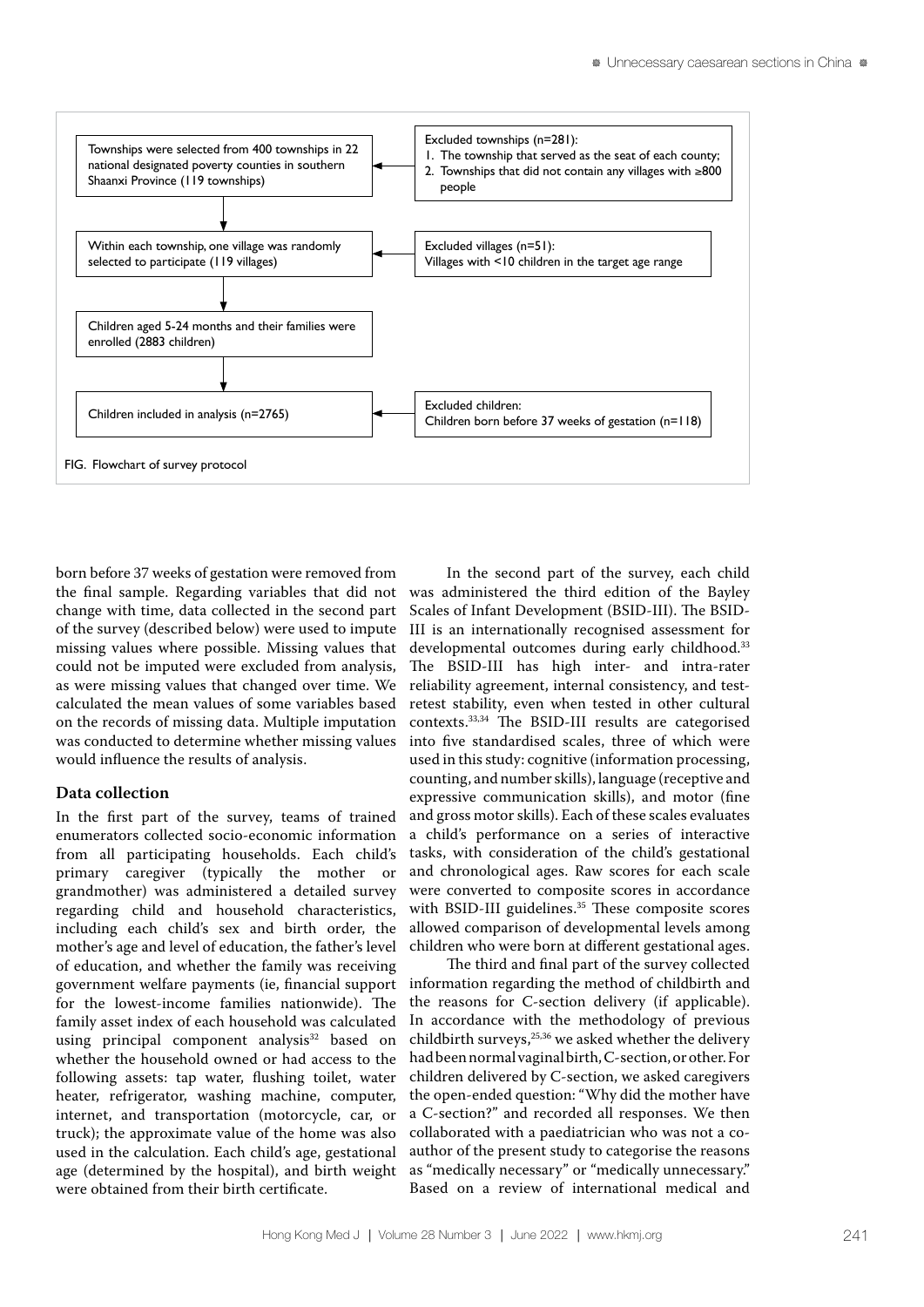Townships were selected from 400 townships in 22 national designated poverty counties in southern Shaanxi Province (119 townships)

Excluded townships (n=281):
1. The township that served as the seat of each county;
2. Townships that did not contain any villages with ≥800 people

Within each township, one village was randomly selected to participate (119 villages)

Excluded villages (n=51):
Villages with <10 children in the target age range

Children aged 5-24 months and their families were enrolled (2883 children)

Children included in analysis (n=2765)

Excluded children:
Children born before 37 weeks of gestation (n=118)

FIG. Flowchart of survey protocol

born before 37 weeks of gestation were removed from the final sample. Regarding variables that did not change with time, data collected in the second part of the survey (described below) were used to impute missing values where possible. Missing values that could not be imputed were excluded from analysis, as were missing values that changed over time. We calculated the mean values of some variables based on the records of missing data. Multiple imputation was conducted to determine whether missing values would influence the results of analysis.

### Data collection

In the first part of the survey, teams of trained enumerators collected socio-economic information from all participating households. Each child's primary caregiver (typically the mother or grandmother) was administered a detailed survey regarding child and household characteristics, including each child's sex and birth order, the mother's age and level of education, the father's level of education, and whether the family was receiving government welfare payments (ie, financial support for the lowest-income families nationwide). The family asset index of each household was calculated using principal component analysis[32] based on whether the household owned or had access to the following assets: tap water, flushing toilet, water heater, refrigerator, washing machine, computer, internet, and transportation (motorcycle, car, or truck); the approximate value of the home was also used in the calculation. Each child's age, gestational age (determined by the hospital), and birth weight were obtained from their birth certificate.

In the second part of the survey, each child was administered the third edition of the Bayley Scales of Infant Development (BSID-III). The BSID-III is an internationally recognised assessment for developmental outcomes during early childhood.[33] The BSID-III has high inter- and intra-rater reliability agreement, internal consistency, and test-retest stability, even when tested in other cultural contexts.[33,34] The BSID-III results are categorised into five standardised scales, three of which were used in this study: cognitive (information processing, counting, and number skills), language (receptive and expressive communication skills), and motor (fine and gross motor skills). Each of these scales evaluates a child's performance on a series of interactive tasks, with consideration of the child's gestational and chronological ages. Raw scores for each scale were converted to composite scores in accordance with BSID-III guidelines.[35] These composite scores allowed comparison of developmental levels among children who were born at different gestational ages.

The third and final part of the survey collected information regarding the method of childbirth and the reasons for C-section delivery (if applicable). In accordance with the methodology of previous childbirth surveys,[25,36] we asked whether the delivery had been normal vaginal birth, C-section, or other. For children delivered by C-section, we asked caregivers the open-ended question: "Why did the mother have a C-section?" and recorded all responses. We then collaborated with a paediatrician who was not a co-author of the present study to categorise the reasons as "medically necessary" or "medically unnecessary." Based on a review of international medical and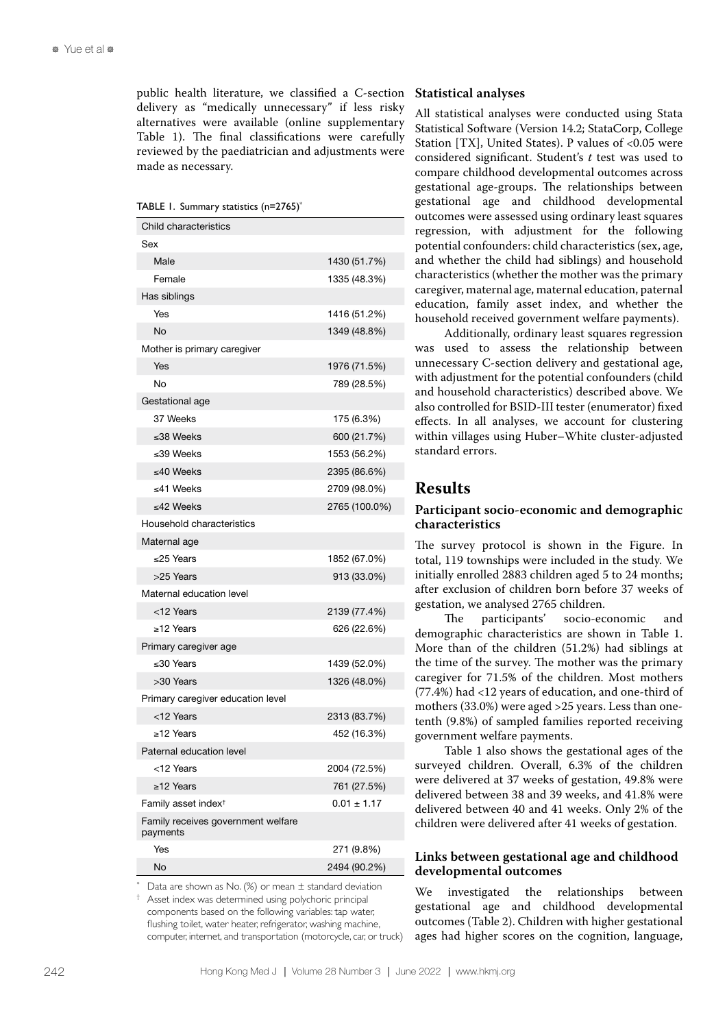public health literature, we classified a C-section delivery as "medically unnecessary" if less risky alternatives were available (online supplementary Table 1). The final classifications were carefully reviewed by the paediatrician and adjustments were made as necessary.

TABLE 1. Summary statistics (n=2765)*

| Child characteristics | |
|---|---|
| Sex | |
| Male | 1430 (51.7%) |
| Female | 1335 (48.3%) |
| Has siblings | |
| Yes | 1416 (51.2%) |
| No | 1349 (48.8%) |
| Mother is primary caregiver | |
| Yes | 1976 (71.5%) |
| No | 789 (28.5%) |
| Gestational age | |
| 37 Weeks | 175 (6.3%) |
| ≤38 Weeks | 600 (21.7%) |
| ≤39 Weeks | 1553 (56.2%) |
| ≤40 Weeks | 2395 (86.6%) |
| ≤41 Weeks | 2709 (98.0%) |
| ≤42 Weeks | 2765 (100.0%) |
| Household characteristics | |
| Maternal age | |
| ≤25 Years | 1852 (67.0%) |
| >25 Years | 913 (33.0%) |
| Maternal education level | |
| <12 Years | 2139 (77.4%) |
| ≥12 Years | 626 (22.6%) |
| Primary caregiver age | |
| ≤30 Years | 1439 (52.0%) |
| >30 Years | 1326 (48.0%) |
| Primary caregiver education level | |
| <12 Years | 2313 (83.7%) |
| ≥12 Years | 452 (16.3%) |
| Paternal education level | |
| <12 Years | 2004 (72.5%) |
| ≥12 Years | 761 (27.5%) |
| Family asset index† | 0.01 ± 1.17 |
| Family receives government welfare payments | |
| Yes | 271 (9.8%) |
| No | 2494 (90.2%) |

\* Data are shown as No. (%) or mean ± standard deviation

† Asset index was determined using polychoric principal components based on the following variables: tap water, flushing toilet, water heater, refrigerator, washing machine, computer, internet, and transportation (motorcycle, car, or truck)

### Statistical analyses

All statistical analyses were conducted using Stata Statistical Software (Version 14.2; StataCorp, College Station [TX], United States). P values of <0.05 were considered significant. Student's *t* test was used to compare childhood developmental outcomes across gestational age-groups. The relationships between gestational age and childhood developmental outcomes were assessed using ordinary least squares regression, with adjustment for the following potential confounders: child characteristics (sex, age, and whether the child had siblings) and household characteristics (whether the mother was the primary caregiver, maternal age, maternal education, paternal education, family asset index, and whether the household received government welfare payments).

Additionally, ordinary least squares regression was used to assess the relationship between unnecessary C-section delivery and gestational age, with adjustment for the potential confounders (child and household characteristics) described above. We also controlled for BSID-III tester (enumerator) fixed effects. In all analyses, we account for clustering within villages using Huber–White cluster-adjusted standard errors.

## Results

### Participant socio-economic and demographic characteristics

The survey protocol is shown in the Figure. In total, 119 townships were included in the study. We initially enrolled 2883 children aged 5 to 24 months; after exclusion of children born before 37 weeks of gestation, we analysed 2765 children.

The participants' socio-economic and demographic characteristics are shown in Table 1. More than of the children (51.2%) had siblings at the time of the survey. The mother was the primary caregiver for 71.5% of the children. Most mothers (77.4%) had <12 years of education, and one-third of mothers (33.0%) were aged >25 years. Less than one-tenth (9.8%) of sampled families reported receiving government welfare payments.

Table 1 also shows the gestational ages of the surveyed children. Overall, 6.3% of the children were delivered at 37 weeks of gestation, 49.8% were delivered between 38 and 39 weeks, and 41.8% were delivered between 40 and 41 weeks. Only 2% of the children were delivered after 41 weeks of gestation.

### Links between gestational age and childhood developmental outcomes

We investigated the relationships between gestational age and childhood developmental outcomes (Table 2). Children with higher gestational ages had higher scores on the cognition, language,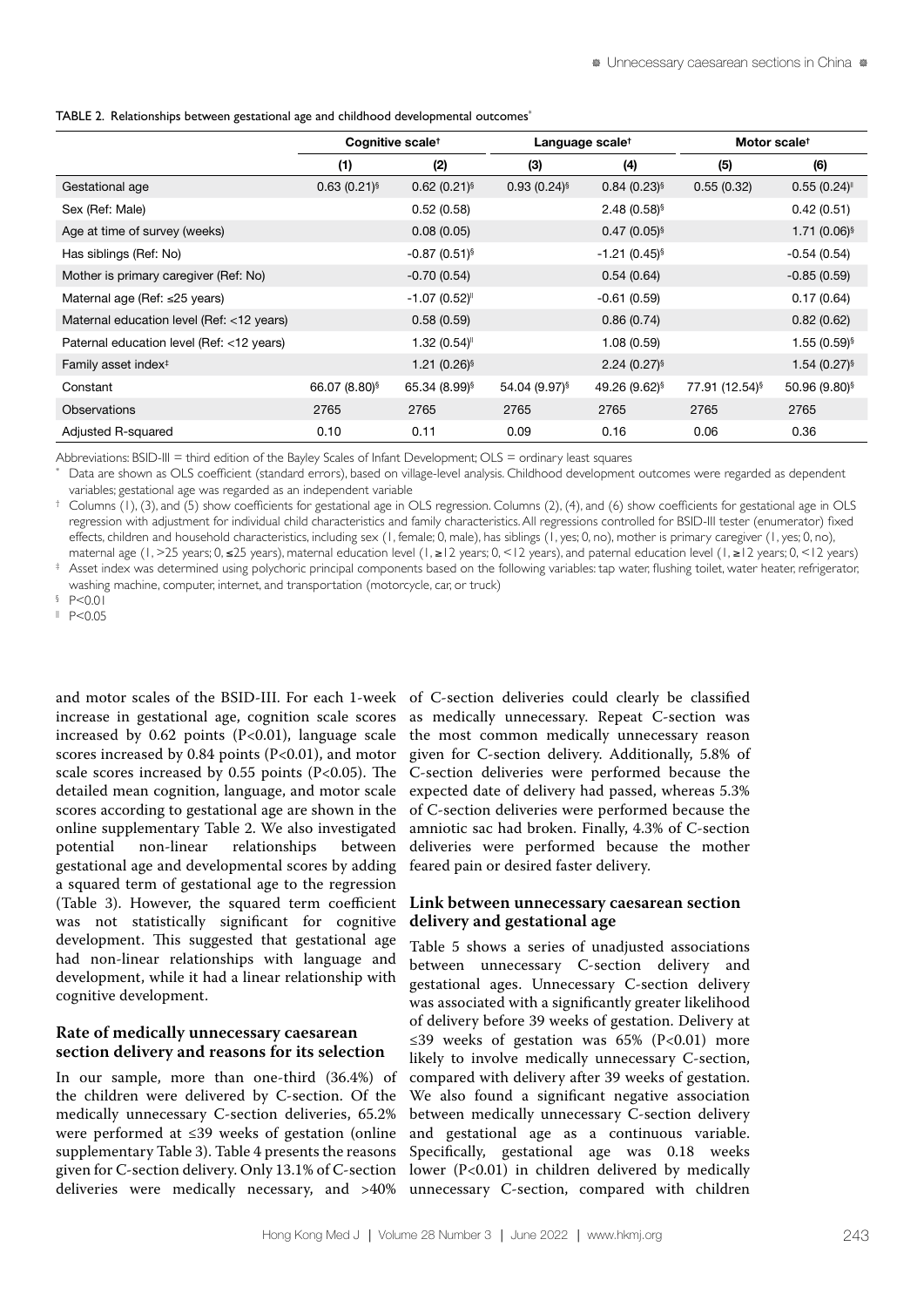TABLE 2. Relationships between gestational age and childhood developmental outcomes*

| | Cognitive scale† | | Language scale† | | Motor scale† | |
|---|---|---|---|---|---|---|
| | (1) | (2) | (3) | (4) | (5) | (6) |
| Gestational age | 0.63 (0.21)§ | 0.62 (0.21)§ | 0.93 (0.24)§ | 0.84 (0.23)§ | 0.55 (0.32) | 0.55 (0.24)‖ |
| Sex (Ref: Male) | | 0.52 (0.58) | | 2.48 (0.58)§ | | 0.42 (0.51) |
| Age at time of survey (weeks) | | 0.08 (0.05) | | 0.47 (0.05)§ | | 1.71 (0.06)§ |
| Has siblings (Ref: No) | | -0.87 (0.51)§ | | -1.21 (0.45)§ | | -0.54 (0.54) |
| Mother is primary caregiver (Ref: No) | | -0.70 (0.54) | | 0.54 (0.64) | | -0.85 (0.59) |
| Maternal age (Ref: ≤25 years) | | -1.07 (0.52)‖ | | -0.61 (0.59) | | 0.17 (0.64) |
| Maternal education level (Ref: <12 years) | | 0.58 (0.59) | | 0.86 (0.74) | | 0.82 (0.62) |
| Paternal education level (Ref: <12 years) | | 1.32 (0.54)‖ | | 1.08 (0.59) | | 1.55 (0.59)§ |
| Family asset index‡ | | 1.21 (0.26)§ | | 2.24 (0.27)§ | | 1.54 (0.27)§ |
| Constant | 66.07 (8.80)§ | 65.34 (8.99)§ | 54.04 (9.97)§ | 49.26 (9.62)§ | 77.91 (12.54)§ | 50.96 (9.80)§ |
| Observations | 2765 | 2765 | 2765 | 2765 | 2765 | 2765 |
| Adjusted R-squared | 0.10 | 0.11 | 0.09 | 0.16 | 0.06 | 0.36 |

Abbreviations: BSID-III = third edition of the Bayley Scales of Infant Development; OLS = ordinary least squares

\* Data are shown as OLS coefficient (standard errors), based on village-level analysis. Childhood development outcomes were regarded as dependent variables; gestational age was regarded as an independent variable

† Columns (1), (3), and (5) show coefficients for gestational age in OLS regression. Columns (2), (4), and (6) show coefficients for gestational age in OLS regression with adjustment for individual child characteristics and family characteristics. All regressions controlled for BSID-III tester (enumerator) fixed effects, children and household characteristics, including sex (1, female; 0, male), has siblings (1, yes; 0, no), mother is primary caregiver (1, yes; 0, no), maternal age (1, >25 years; 0, ≤25 years), maternal education level (1, ≥12 years; 0, <12 years), and paternal education level (1, ≥12 years; 0, <12 years)

‡ Asset index was determined using polychoric principal components based on the following variables: tap water, flushing toilet, water heater, refrigerator, washing machine, computer, internet, and transportation (motorcycle, car, or truck)

§ $P<0.01$

‖ $P<0.05$

and motor scales of the BSID-III. For each 1-week increase in gestational age, cognition scale scores increased by 0.62 points ($P<0.01$), language scale scores increased by 0.84 points ($P<0.01$), and motor scale scores increased by 0.55 points ($P<0.05$). The detailed mean cognition, language, and motor scale scores according to gestational age are shown in the online supplementary Table 2. We also investigated potential non-linear relationships between gestational age and developmental scores by adding a squared term of gestational age to the regression (Table 3). However, the squared term coefficient was not statistically significant for cognitive development. This suggested that gestational age had non-linear relationships with language and development, while it had a linear relationship with cognitive development.

### Rate of medically unnecessary caesarean section delivery and reasons for its selection

In our sample, more than one-third (36.4%) of the children were delivered by C-section. Of the medically unnecessary C-section deliveries, 65.2% were performed at ≤39 weeks of gestation (online supplementary Table 3). Table 4 presents the reasons given for C-section delivery. Only 13.1% of C-section deliveries were medically necessary, and >40% of C-section deliveries could clearly be classified as medically unnecessary. Repeat C-section was the most common medically unnecessary reason given for C-section delivery. Additionally, 5.8% of C-section deliveries were performed because the expected date of delivery had passed, whereas 5.3% of C-section deliveries were performed because the amniotic sac had broken. Finally, 4.3% of C-section deliveries were performed because the mother feared pain or desired faster delivery.

### Link between unnecessary caesarean section delivery and gestational age

Table 5 shows a series of unadjusted associations between unnecessary C-section delivery and gestational ages. Unnecessary C-section delivery was associated with a significantly greater likelihood of delivery before 39 weeks of gestation. Delivery at ≤39 weeks of gestation was 65% ($P<0.01$) more likely to involve medically unnecessary C-section, compared with delivery after 39 weeks of gestation. We also found a significant negative association between medically unnecessary C-section delivery and gestational age as a continuous variable. Specifically, gestational age was 0.18 weeks lower ($P<0.01$) in children delivered by medically unnecessary C-section, compared with children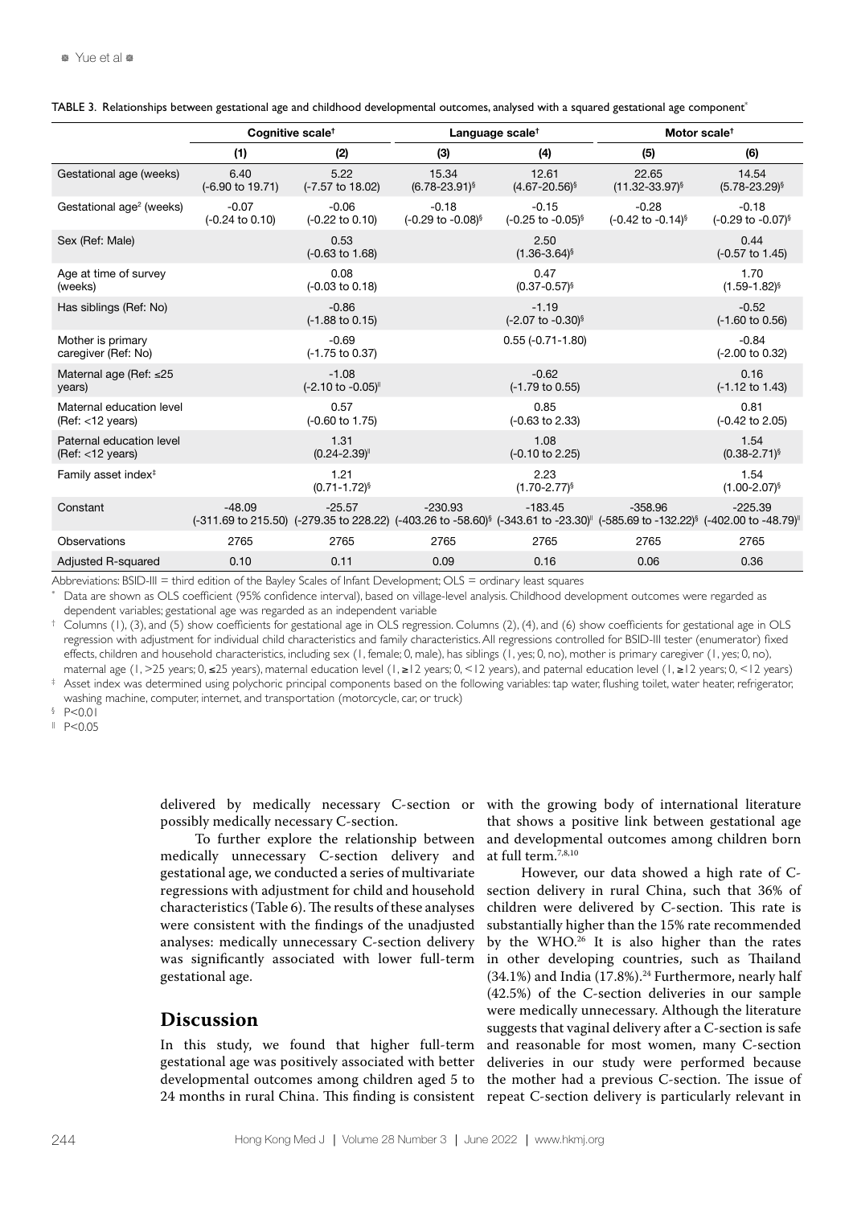TABLE 3. Relationships between gestational age and childhood developmental outcomes, analysed with a squared gestational age component*

| | Cognitive scale† | | Language scale† | | Motor scale† | |
|---|---|---|---|---|---|---|
| | (1) | (2) | (3) | (4) | (5) | (6) |
| Gestational age (weeks) | 6.40 (-6.90 to 19.71) | 5.22 (-7.57 to 18.02) | 15.34 (6.78-23.91)§ | 12.61 (4.67-20.56)§ | 22.65 (11.32-33.97)§ | 14.54 (5.78-23.29)§ |
| Gestational age² (weeks) | -0.07 (-0.24 to 0.10) | -0.06 (-0.22 to 0.10) | -0.18 (-0.29 to -0.08)§ | -0.15 (-0.25 to -0.05)§ | -0.28 (-0.42 to -0.14)§ | -0.18 (-0.29 to -0.07)§ |
| Sex (Ref: Male) | | 0.53 (-0.63 to 1.68) | | 2.50 (1.36-3.64)§ | | 0.44 (-0.57 to 1.45) |
| Age at time of survey (weeks) | | 0.08 (-0.03 to 0.18) | | 0.47 (0.37-0.57)§ | | 1.70 (1.59-1.82)§ |
| Has siblings (Ref: No) | | -0.86 (-1.88 to 0.15) | | -1.19 (-2.07 to -0.30)§ | | -0.52 (-1.60 to 0.56) |
| Mother is primary caregiver (Ref: No) | | -0.69 (-1.75 to 0.37) | | 0.55 (-0.71-1.80) | | -0.84 (-2.00 to 0.32) |
| Maternal age (Ref: ≤25 years) | | -1.08 (-2.10 to -0.05)‖ | | -0.62 (-1.79 to 0.55) | | 0.16 (-1.12 to 1.43) |
| Maternal education level (Ref: <12 years) | | 0.57 (-0.60 to 1.75) | | 0.85 (-0.63 to 2.33) | | 0.81 (-0.42 to 2.05) |
| Paternal education level (Ref: <12 years) | | 1.31 (0.24-2.39)‖ | | 1.08 (-0.10 to 2.25) | | 1.54 (0.38-2.71)§ |
| Family asset index‡ | | 1.21 (0.71-1.72)§ | | 2.23 (1.70-2.77)§ | | 1.54 (1.00-2.07)§ |
| Constant | -48.09 (-311.69 to 215.50) | -25.57 (-279.35 to 228.22) | -230.93 (-403.26 to -58.60)§ | -183.45 (-343.61 to -23.30)‖ | -358.96 (-585.69 to -132.22)§ | -225.39 (-402.00 to -48.79)‖ |
| Observations | 2765 | 2765 | 2765 | 2765 | 2765 | 2765 |
| Adjusted R-squared | 0.10 | 0.11 | 0.09 | 0.16 | 0.06 | 0.36 |

Abbreviations: BSID-III = third edition of the Bayley Scales of Infant Development; OLS = ordinary least squares

\* Data are shown as OLS coefficient (95% confidence interval), based on village-level analysis. Childhood development outcomes were regarded as dependent variables; gestational age was regarded as an independent variable

† Columns (1), (3), and (5) show coefficients for gestational age in OLS regression. Columns (2), (4), and (6) show coefficients for gestational age in OLS regression with adjustment for individual child characteristics and family characteristics. All regressions controlled for BSID-III tester (enumerator) fixed effects, children and household characteristics, including sex (1, female; 0, male), has siblings (1, yes; 0, no), mother is primary caregiver (1, yes; 0, no), maternal age (1, >25 years; 0, ≤25 years), maternal education level (1, ≥12 years; 0, <12 years), and paternal education level (1, ≥12 years; 0, <12 years)

‡ Asset index was determined using polychoric principal components based on the following variables: tap water, flushing toilet, water heater, refrigerator, washing machine, computer, internet, and transportation (motorcycle, car, or truck)

§ P<0.01

‖ P<0.05

delivered by medically necessary C-section or possibly medically necessary C-section.

To further explore the relationship between medically unnecessary C-section delivery and gestational age, we conducted a series of multivariate regressions with adjustment for child and household characteristics (Table 6). The results of these analyses were consistent with the findings of the unadjusted analyses: medically unnecessary C-section delivery was significantly associated with lower full-term gestational age.

## Discussion

In this study, we found that higher full-term gestational age was positively associated with better developmental outcomes among children aged 5 to 24 months in rural China. This finding is consistent with the growing body of international literature that shows a positive link between gestational age and developmental outcomes among children born at full term.[7,8,10]

However, our data showed a high rate of C-section delivery in rural China, such that 36% of children were delivered by C-section. This rate is substantially higher than the 15% rate recommended by the WHO.[26] It is also higher than the rates in other developing countries, such as Thailand (34.1%) and India (17.8%).[24] Furthermore, nearly half (42.5%) of the C-section deliveries in our sample were medically unnecessary. Although the literature suggests that vaginal delivery after a C-section is safe and reasonable for most women, many C-section deliveries in our study were performed because the mother had a previous C-section. The issue of repeat C-section delivery is particularly relevant in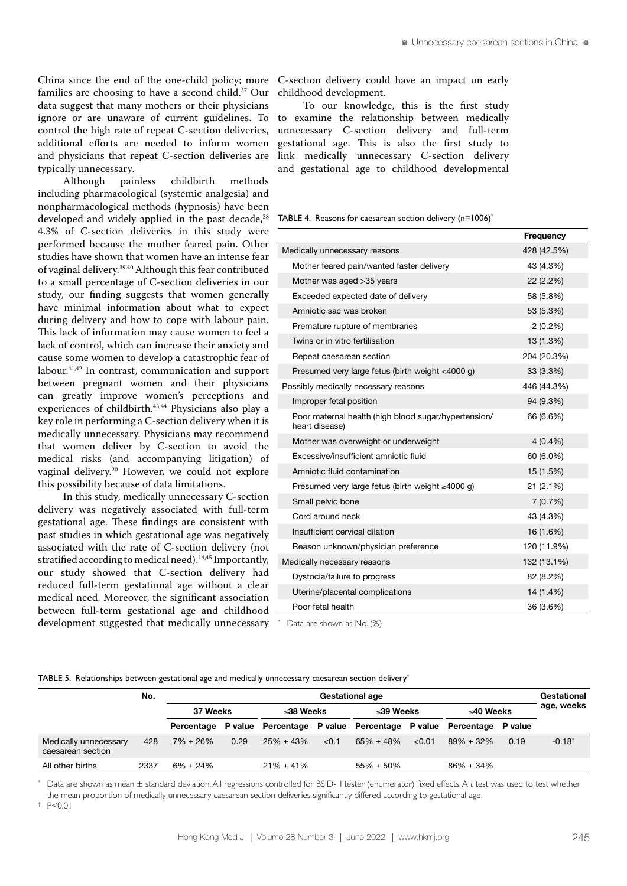China since the end of the one-child policy; more families are choosing to have a second child.[37] Our data suggest that many mothers or their physicians ignore or are unaware of current guidelines. To control the high rate of repeat C-section deliveries, additional efforts are needed to inform women and physicians that repeat C-section deliveries are typically unnecessary.

Although painless childbirth methods including pharmacological (systemic analgesia) and nonpharmacological methods (hypnosis) have been developed and widely applied in the past decade,[38] 4.3% of C-section deliveries in this study were performed because the mother feared pain. Other studies have shown that women have an intense fear of vaginal delivery.[39,40] Although this fear contributed to a small percentage of C-section deliveries in our study, our finding suggests that women generally have minimal information about what to expect during delivery and how to cope with labour pain. This lack of information may cause women to feel a lack of control, which can increase their anxiety and cause some women to develop a catastrophic fear of labour.[41,42] In contrast, communication and support between pregnant women and their physicians can greatly improve women's perceptions and experiences of childbirth.[43,44] Physicians also play a key role in performing a C-section delivery when it is medically unnecessary. Physicians may recommend that women deliver by C-section to avoid the medical risks (and accompanying litigation) of vaginal delivery.[20] However, we could not explore this possibility because of data limitations.

In this study, medically unnecessary C-section delivery was negatively associated with full-term gestational age. These findings are consistent with past studies in which gestational age was negatively associated with the rate of C-section delivery (not stratified according to medical need).[14,45] Importantly, our study showed that C-section delivery had reduced full-term gestational age without a clear medical need. Moreover, the significant association between full-term gestational age and childhood development suggested that medically unnecessary C-section delivery could have an impact on early childhood development.

To our knowledge, this is the first study to examine the relationship between medically unnecessary C-section delivery and full-term gestational age. This is also the first study to link medically unnecessary C-section delivery and gestational age to childhood developmental

TABLE 4. Reasons for caesarean section delivery (n=1006)*

| | Frequency |
|---|---|
| Medically unnecessary reasons | 428 (42.5%) |
| Mother feared pain/wanted faster delivery | 43 (4.3%) |
| Mother was aged >35 years | 22 (2.2%) |
| Exceeded expected date of delivery | 58 (5.8%) |
| Amniotic sac was broken | 53 (5.3%) |
| Premature rupture of membranes | 2 (0.2%) |
| Twins or in vitro fertilisation | 13 (1.3%) |
| Repeat caesarean section | 204 (20.3%) |
| Presumed very large fetus (birth weight <4000 g) | 33 (3.3%) |
| Possibly medically necessary reasons | 446 (44.3%) |
| Improper fetal position | 94 (9.3%) |
| Poor maternal health (high blood sugar/hypertension/heart disease) | 66 (6.6%) |
| Mother was overweight or underweight | 4 (0.4%) |
| Excessive/insufficient amniotic fluid | 60 (6.0%) |
| Amniotic fluid contamination | 15 (1.5%) |
| Presumed very large fetus (birth weight ≥4000 g) | 21 (2.1%) |
| Small pelvic bone | 7 (0.7%) |
| Cord around neck | 43 (4.3%) |
| Insufficient cervical dilation | 16 (1.6%) |
| Reason unknown/physician preference | 120 (11.9%) |
| Medically necessary reasons | 132 (13.1%) |
| Dystocia/failure to progress | 82 (8.2%) |
| Uterine/placental complications | 14 (1.4%) |
| Poor fetal health | 36 (3.6%) |

* Data are shown as No. (%)

TABLE 5. Relationships between gestational age and medically unnecessary caesarean section delivery*

| | No. | Gestational age | | | | | | | | Gestational age, weeks |
|---|---|---|---|---|---|---|---|---|---|---|
| | | 37 Weeks | | ≤38 Weeks | | ≤39 Weeks | | ≤40 Weeks | | |
| | | Percentage | P value | Percentage | P value | Percentage | P value | Percentage | P value | |
| Medically unnecessary caesarean section | 428 | 7% ± 26% | 0.29 | 25% ± 43% | <0.1 | 65% ± 48% | <0.01 | 89% ± 32% | 0.19 | -0.18† |
| All other births | 2337 | 6% ± 24% | | 21% ± 41% | | 55% ± 50% | | 86% ± 34% | | |

* Data are shown as mean ± standard deviation. All regressions controlled for BSID-III tester (enumerator) fixed effects. A *t* test was used to test whether the mean proportion of medically unnecessary caesarean section deliveries significantly differed according to gestational age.

† P<0.01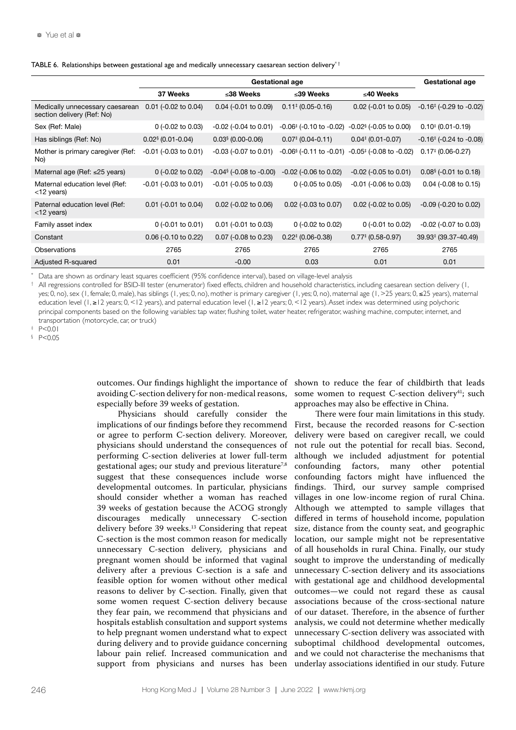TABLE 6. Relationships between gestational age and medically unnecessary caesarean section delivery[*][†]

| | Gestational age | | | | Gestational age |
|---|---|---|---|---|---|
| | 37 Weeks | ≤38 Weeks | ≤39 Weeks | ≤40 Weeks | |
| Medically unnecessary caesarean section delivery (Ref: No) | 0.01 (-0.02 to 0.04) | 0.04 (-0.01 to 0.09) | 0.11[‡] (0.05-0.16) | 0.02 (-0.01 to 0.05) | -0.16[‡] (-0.29 to -0.02) |
| Sex (Ref: Male) | 0 (-0.02 to 0.03) | -0.02 (-0.04 to 0.01) | -0.06[‡] (-0.10 to -0.02) | -0.02[§] (-0.05 to 0.00) | 0.10[‡] (0.01-0.19) |
| Has siblings (Ref: No) | 0.02[§] (0.01-0.04) | 0.03[§] (0.00-0.06) | 0.07[‡] (0.04-0.11) | 0.04[‡] (0.01-0.07) | -0.16[‡] (-0.24 to -0.08) |
| Mother is primary caregiver (Ref: No) | -0.01 (-0.03 to 0.01) | -0.03 (-0.07 to 0.01) | -0.06[§] (-0.11 to -0.01) | -0.05[‡] (-0.08 to -0.02) | 0.17[‡] (0.06-0.27) |
| Maternal age (Ref: ≤25 years) | 0 (-0.02 to 0.02) | -0.04[§] (-0.08 to -0.00) | -0.02 (-0.06 to 0.02) | -0.02 (-0.05 to 0.01) | 0.08[§] (-0.01 to 0.18) |
| Maternal education level (Ref: <12 years) | -0.01 (-0.03 to 0.01) | -0.01 (-0.05 to 0.03) | 0 (-0.05 to 0.05) | -0.01 (-0.06 to 0.03) | 0.04 (-0.08 to 0.15) |
| Paternal education level (Ref: <12 years) | 0.01 (-0.01 to 0.04) | 0.02 (-0.02 to 0.06) | 0.02 (-0.03 to 0.07) | 0.02 (-0.02 to 0.05) | -0.09 (-0.20 to 0.02) |
| Family asset index | 0 (-0.01 to 0.01) | 0.01 (-0.01 to 0.03) | 0 (-0.02 to 0.02) | 0 (-0.01 to 0.02) | -0.02 (-0.07 to 0.03) |
| Constant | 0.06 (-0.10 to 0.22) | 0.07 (-0.08 to 0.23) | 0.22[‡] (0.06-0.38) | 0.77[‡] (0.58-0.97) | 39.93[‡] (39.37-40.49) |
| Observations | 2765 | 2765 | 2765 | 2765 | 2765 |
| Adjusted R-squared | 0.01 | -0.00 | 0.03 | 0.01 | 0.01 |

[*] Data are shown as ordinary least squares coefficient (95% confidence interval), based on village-level analysis

[†] All regressions controlled for BSID-III tester (enumerator) fixed effects, children and household characteristics, including caesarean section delivery (1, yes; 0, no), sex (1, female; 0, male), has siblings (1, yes; 0, no), mother is primary caregiver (1, yes; 0, no), maternal age (1, >25 years; 0, ≤25 years), maternal education level (1, ≥12 years; 0, <12 years), and paternal education level (1, ≥12 years; 0, <12 years). Asset index was determined using polychoric principal components based on the following variables: tap water, flushing toilet, water heater, refrigerator, washing machine, computer, internet, and transportation (motorcycle, car, or truck)

[‡] P<0.01

[§] P<0.05

outcomes. Our findings highlight the importance of avoiding C-section delivery for non-medical reasons, especially before 39 weeks of gestation.

Physicians should carefully consider the implications of our findings before they recommend or agree to perform C-section delivery. Moreover, physicians should understand the consequences of performing C-section deliveries at lower full-term gestational ages; our study and previous literature[7,8] suggest that these consequences include worse developmental outcomes. In particular, physicians should consider whether a woman has reached 39 weeks of gestation because the ACOG strongly discourages medically unnecessary C-section delivery before 39 weeks.[13] Considering that repeat C-section is the most common reason for medically unnecessary C-section delivery, physicians and pregnant women should be informed that vaginal delivery after a previous C-section is a safe and feasible option for women without other medical reasons to deliver by C-section. Finally, given that some women request C-section delivery because they fear pain, we recommend that physicians and hospitals establish consultation and support systems to help pregnant women understand what to expect during delivery and to provide guidance concerning labour pain relief. Increased communication and support from physicians and nurses has been shown to reduce the fear of childbirth that leads some women to request C-section delivery[41]; such approaches may also be effective in China.

There were four main limitations in this study. First, because the recorded reasons for C-section delivery were based on caregiver recall, we could not rule out the potential for recall bias. Second, although we included adjustment for potential confounding factors, many other potential confounding factors might have influenced the findings. Third, our survey sample comprised villages in one low-income region of rural China. Although we attempted to sample villages that differed in terms of household income, population size, distance from the county seat, and geographic location, our sample might not be representative of all households in rural China. Finally, our study sought to improve the understanding of medically unnecessary C-section delivery and its associations with gestational age and childhood developmental outcomes—we could not regard these as causal associations because of the cross-sectional nature of our dataset. Therefore, in the absence of further analysis, we could not determine whether medically unnecessary C-section delivery was associated with suboptimal childhood developmental outcomes, and we could not characterise the mechanisms that underlay associations identified in our study. Future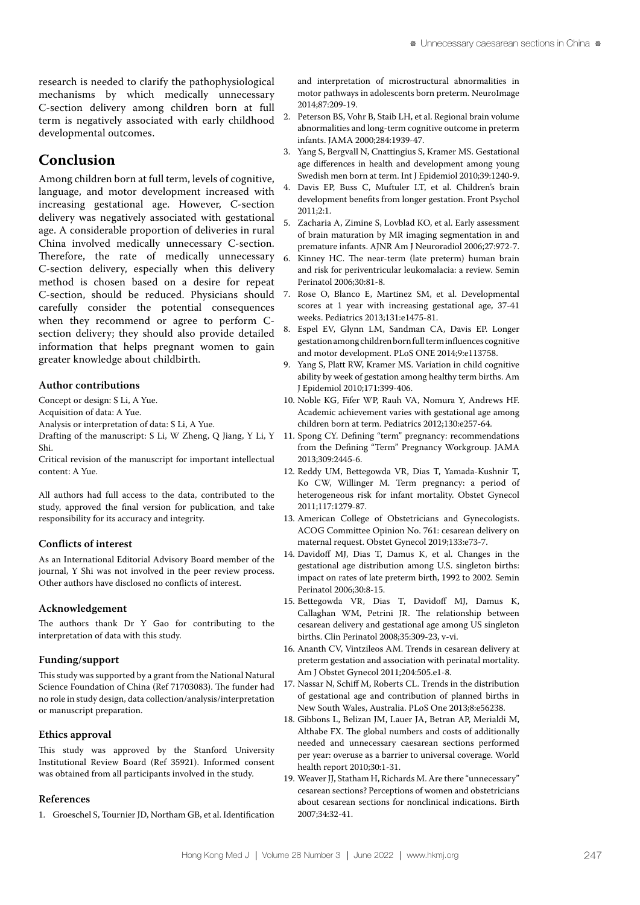research is needed to clarify the pathophysiological mechanisms by which medically unnecessary C-section delivery among children born at full term is negatively associated with early childhood developmental outcomes.

## Conclusion

Among children born at full term, levels of cognitive, language, and motor development increased with increasing gestational age. However, C-section delivery was negatively associated with gestational age. A considerable proportion of deliveries in rural China involved medically unnecessary C-section. Therefore, the rate of medically unnecessary C-section delivery, especially when this delivery method is chosen based on a desire for repeat C-section, should be reduced. Physicians should carefully consider the potential consequences when they recommend or agree to perform C-section delivery; they should also provide detailed information that helps pregnant women to gain greater knowledge about childbirth.

### Author contributions

Concept or design: S Li, A Yue.
Acquisition of data: A Yue.
Analysis or interpretation of data: S Li, A Yue.
Drafting of the manuscript: S Li, W Zheng, Q Jiang, Y Li, Y Shi.
Critical revision of the manuscript for important intellectual content: A Yue.

All authors had full access to the data, contributed to the study, approved the final version for publication, and take responsibility for its accuracy and integrity.

### Conflicts of interest

As an International Editorial Advisory Board member of the journal, Y Shi was not involved in the peer review process. Other authors have disclosed no conflicts of interest.

### Acknowledgement

The authors thank Dr Y Gao for contributing to the interpretation of data with this study.

### Funding/support

This study was supported by a grant from the National Natural Science Foundation of China (Ref 71703083). The funder had no role in study design, data collection/analysis/interpretation or manuscript preparation.

### Ethics approval

This study was approved by the Stanford University Institutional Review Board (Ref 35921). Informed consent was obtained from all participants involved in the study.

### References

1. Groeschel S, Tournier JD, Northam GB, et al. Identification and interpretation of microstructural abnormalities in motor pathways in adolescents born preterm. NeuroImage 2014;87:209-19.
2. Peterson BS, Vohr B, Staib LH, et al. Regional brain volume abnormalities and long-term cognitive outcome in preterm infants. JAMA 2000;284:1939-47.
3. Yang S, Bergvall N, Cnattingius S, Kramer MS. Gestational age differences in health and development among young Swedish men born at term. Int J Epidemiol 2010;39:1240-9.
4. Davis EP, Buss C, Muftuler LT, et al. Children's brain development benefits from longer gestation. Front Psychol 2011;2:1.
5. Zacharia A, Zimine S, Lovblad KO, et al. Early assessment of brain maturation by MR imaging segmentation in and premature infants. AJNR Am J Neuroradiol 2006;27:972-7.
6. Kinney HC. The near-term (late preterm) human brain and risk for periventricular leukomalacia: a review. Semin Perinatol 2006;30:81-8.
7. Rose O, Blanco E, Martinez SM, et al. Developmental scores at 1 year with increasing gestational age, 37-41 weeks. Pediatrics 2013;131:e1475-81.
8. Espel EV, Glynn LM, Sandman CA, Davis EP. Longer gestation among children born full term influences cognitive and motor development. PLoS ONE 2014;9:e113758.
9. Yang S, Platt RW, Kramer MS. Variation in child cognitive ability by week of gestation among healthy term births. Am J Epidemiol 2010;171:399-406.
10. Noble KG, Fifer WP, Rauh VA, Nomura Y, Andrews HF. Academic achievement varies with gestational age among children born at term. Pediatrics 2012;130:e257-64.
11. Spong CY. Defining "term" pregnancy: recommendations from the Defining "Term" Pregnancy Workgroup. JAMA 2013;309:2445-6.
12. Reddy UM, Bettegowda VR, Dias T, Yamada-Kushnir T, Ko CW, Willinger M. Term pregnancy: a period of heterogeneous risk for infant mortality. Obstet Gynecol 2011;117:1279-87.
13. American College of Obstetricians and Gynecologists. ACOG Committee Opinion No. 761: cesarean delivery on maternal request. Obstet Gynecol 2019;133:e73-7.
14. Davidoff MJ, Dias T, Damus K, et al. Changes in the gestational age distribution among U.S. singleton births: impact on rates of late preterm birth, 1992 to 2002. Semin Perinatol 2006;30:8-15.
15. Bettegowda VR, Dias T, Davidoff MJ, Damus K, Callaghan WM, Petrini JR. The relationship between cesarean delivery and gestational age among US singleton births. Clin Perinatol 2008;35:309-23, v-vi.
16. Ananth CV, Vintzileos AM. Trends in cesarean delivery at preterm gestation and association with perinatal mortality. Am J Obstet Gynecol 2011;204:505.e1-8.
17. Nassar N, Schiff M, Roberts CL. Trends in the distribution of gestational age and contribution of planned births in New South Wales, Australia. PLoS One 2013;8:e56238.
18. Gibbons L, Belizan JM, Lauer JA, Betran AP, Merialdi M, Althabe FX. The global numbers and costs of additionally needed and unnecessary caesarean sections performed per year: overuse as a barrier to universal coverage. World health report 2010;30:1-31.
19. Weaver JJ, Statham H, Richards M. Are there "unnecessary" cesarean sections? Perceptions of women and obstetricians about cesarean sections for nonclinical indications. Birth 2007;34:32-41.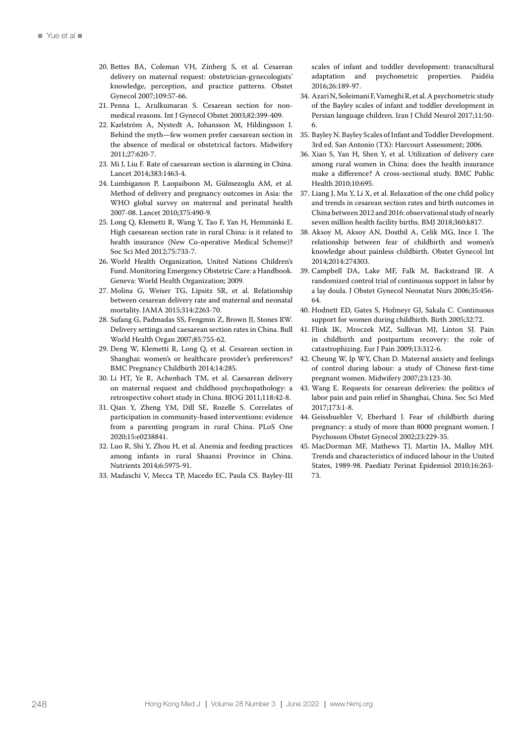20. Bettes BA, Coleman VH, Zinberg S, et al. Cesarean delivery on maternal request: obstetrician-gynecologists' knowledge, perception, and practice patterns. Obstet Gynecol 2007;109:57-66.
21. Penna L, Arulkumaran S. Cesarean section for non-medical reasons. Int J Gynecol Obstet 2003;82:399-409.
22. Karlström A, Nystedt A, Johansson M, Hildingsson I. Behind the myth—few women prefer caesarean section in the absence of medical or obstetrical factors. Midwifery 2011;27:620-7.
23. Mi J, Liu F. Rate of caesarean section is alarming in China. Lancet 2014;383:1463-4.
24. Lumbiganon P, Laopaiboon M, Gülmezoglu AM, et al. Method of delivery and pregnancy outcomes in Asia: the WHO global survey on maternal and perinatal health 2007-08. Lancet 2010;375:490-9.
25. Long Q, Klemetti R, Wang Y, Tao F, Yan H, Hemminki E. High caesarean section rate in rural China: is it related to health insurance (New Co-operative Medical Scheme)? Soc Sci Med 2012;75:733-7.
26. World Health Organization, United Nations Children's Fund. Monitoring Emergency Obstetric Care: a Handbook. Geneva: World Health Organization; 2009.
27. Molina G, Weiser TG, Lipsitz SR, et al. Relationship between cesarean delivery rate and maternal and neonatal mortality. JAMA 2015;314:2263-70.
28. Sufang G, Padmadas SS, Fengmin Z, Brown JJ, Stones RW. Delivery settings and caesarean section rates in China. Bull World Health Organ 2007;85:755-62.
29. Deng W, Klemetti R, Long Q, et al. Cesarean section in Shanghai: women's or healthcare provider's preferences? BMC Pregnancy Childbirth 2014;14:285.
30. Li HT, Ye R, Achenbach TM, et al. Caesarean delivery on maternal request and childhood psychopathology: a retrospective cohort study in China. BJOG 2011;118:42-8.
31. Qian Y, Zheng YM, Dill SE, Rozelle S. Correlates of participation in community-based interventions: evidence from a parenting program in rural China. PLoS One 2020;15:e0238841.
32. Luo R, Shi Y, Zhou H, et al. Anemia and feeding practices among infants in rural Shaanxi Province in China. Nutrients 2014;6:5975-91.
33. Madaschi V, Mecca TP, Macedo EC, Paula CS. Bayley-III scales of infant and toddler development: transcultural adaptation and psychometric properties. Paidéia 2016;26:189-97.
34. Azari N, Soleimani F, Vameghi R, et al. A psychometric study of the Bayley scales of infant and toddler development in Persian language children. Iran J Child Neurol 2017;11:50-6.
35. Bayley N. Bayley Scales of Infant and Toddler Development. 3rd ed. San Antonio (TX): Harcourt Assessment; 2006.
36. Xiao S, Yan H, Shen Y, et al. Utilization of delivery care among rural women in China: does the health insurance make a difference? A cross-sectional study. BMC Public Health 2010;10:695.
37. Liang J, Mu Y, Li X, et al. Relaxation of the one child policy and trends in cesarean section rates and birth outcomes in China between 2012 and 2016: observational study of nearly seven million health facility births. BMJ 2018;360:k817.
38. Aksoy M, Aksoy AN, Dostbil A, Celik MG, Ince I. The relationship between fear of childbirth and women's knowledge about painless childbirth. Obstet Gynecol Int 2014;2014:274303.
39. Campbell DA, Lake MF, Falk M, Backstrand JR. A randomized control trial of continuous support in labor by a lay doula. J Obstet Gynecol Neonatat Nurs 2006;35:456-64.
40. Hodnett ED, Gates S, Hofmeyr GJ, Sakala C. Continuous support for women during childbirth. Birth 2005;32:72.
41. Flink IK, Mroczek MZ, Sullivan MJ, Linton SJ. Pain in childbirth and postpartum recovery: the role of catastrophizing. Eur J Pain 2009;13:312-6.
42. Cheung W, Ip WY, Chan D. Maternal anxiety and feelings of control during labour: a study of Chinese first-time pregnant women. Midwifery 2007;23:123-30.
43. Wang E. Requests for cesarean deliveries: the politics of labor pain and pain relief in Shanghai, China. Soc Sci Med 2017;173:1-8.
44. Geissbuehler V, Eberhard J. Fear of childbirth during pregnancy: a study of more than 8000 pregnant women. J Psychosom Obstet Gynecol 2002;23:229-35.
45. MacDorman MF, Mathews TJ, Martin JA, Malloy MH. Trends and characteristics of induced labour in the United States, 1989-98. Paediatr Perinat Epidemiol 2010;16:263-73.